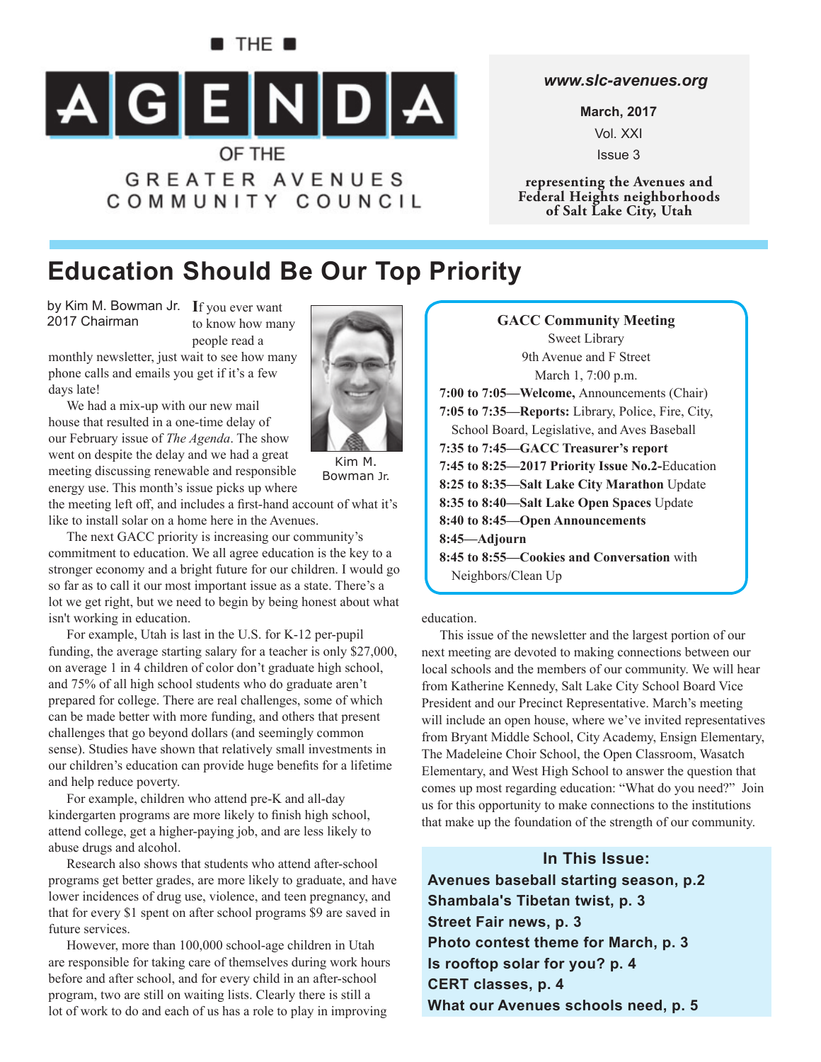# THE AGENDA OF THE GREATER AVENUES COMMUNITY COUNCIL

*www.slc-avenues.org*

**March, 2017**

Vol. XXI

Issue 3

**representing the Avenues and Federal Heights neighborhoods of Salt Lake City, Utah**

## Education Should Be Our Top Priority

by Kim M. Bowman Jr.
2017 Chairman

Kim M. Bowman Jr.

If you ever want to know how many people read a monthly newsletter, just wait to see how many phone calls and emails you get if it's a few days late!

We had a mix-up with our new mail house that resulted in a one-time delay of our February issue of *The Agenda*. The show went on despite the delay and we had a great meeting discussing renewable and responsible energy use. This month's issue picks up where the meeting left off, and includes a first-hand account of what it's like to install solar on a home here in the Avenues.

The next GACC priority is increasing our community's commitment to education. We all agree education is the key to a stronger economy and a bright future for our children. I would go so far as to call it our most important issue as a state. There's a lot we get right, but we need to begin by being honest about what isn't working in education.

For example, Utah is last in the U.S. for K-12 per-pupil funding, the average starting salary for a teacher is only $27,000, on average 1 in 4 children of color don't graduate high school, and 75% of all high school students who do graduate aren't prepared for college. There are real challenges, some of which can be made better with more funding, and others that present challenges that go beyond dollars (and seemingly common sense). Studies have shown that relatively small investments in our children's education can provide huge benefits for a lifetime and help reduce poverty.

For example, children who attend pre-K and all-day kindergarten programs are more likely to finish high school, attend college, get a higher-paying job, and are less likely to abuse drugs and alcohol.

Research also shows that students who attend after-school programs get better grades, are more likely to graduate, and have lower incidences of drug use, violence, and teen pregnancy, and that for every $1 spent on after school programs $9 are saved in future services.

However, more than 100,000 school-age children in Utah are responsible for taking care of themselves during work hours before and after school, and for every child in an after-school program, two are still on waiting lists. Clearly there is still a lot of work to do and each of us has a role to play in improving education.

This issue of the newsletter and the largest portion of our next meeting are devoted to making connections between our local schools and the members of our community. We will hear from Katherine Kennedy, Salt Lake City School Board Vice President and our Precinct Representative. March's meeting will include an open house, where we've invited representatives from Bryant Middle School, City Academy, Ensign Elementary, The Madeleine Choir School, the Open Classroom, Wasatch Elementary, and West High School to answer the question that comes up most regarding education: "What do you need?" Join us for this opportunity to make connections to the institutions that make up the foundation of the strength of our community.

---

**GACC Community Meeting**
Sweet Library
9th Avenue and F Street
March 1, 7:00 p.m.

**7:00 to 7:05—Welcome,** Announcements (Chair)
**7:05 to 7:35—Reports:** Library, Police, Fire, City, School Board, Legislative, and Aves Baseball
**7:35 to 7:45—GACC Treasurer's report**
**7:45 to 8:25—2017 Priority Issue No.2-**Education
**8:25 to 8:35—Salt Lake City Marathon** Update
**8:35 to 8:40—Salt Lake Open Spaces** Update
**8:40 to 8:45—Open Announcements**
**8:45—Adjourn**
**8:45 to 8:55—Cookies and Conversation** with Neighbors/Clean Up

---

**In This Issue:**

**Avenues baseball starting season, p.2**
**Shambala's Tibetan twist, p. 3**
**Street Fair news, p. 3**
**Photo contest theme for March, p. 3**
**Is rooftop solar for you? p. 4**
**CERT classes, p. 4**
**What our Avenues schools need, p. 5**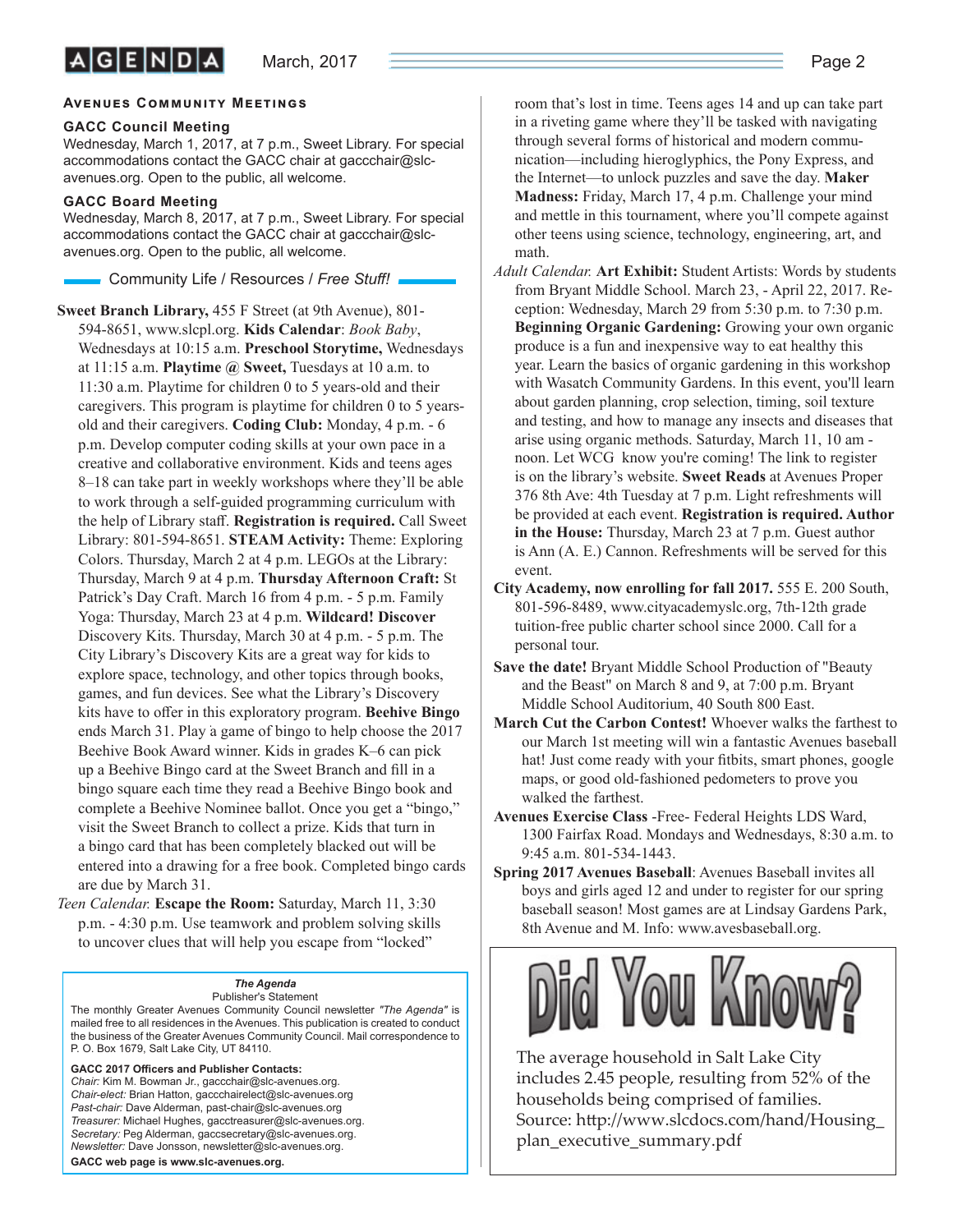## Avenues Community Meetings

### GACC Council Meeting

Wednesday, March 1, 2017, at 7 p.m., Sweet Library. For special accommodations contact the GACC chair at gaccchair@slc-avenues.org. Open to the public, all welcome.

### GACC Board Meeting

Wednesday, March 8, 2017, at 7 p.m., Sweet Library. For special accommodations contact the GACC chair at gaccchair@slc-avenues.org. Open to the public, all welcome.

## Community Life / Resources / *Free Stuff!*

**Sweet Branch Library,** 455 F Street (at 9th Avenue), 801-594-8651, www.slcpl.org. **Kids Calendar**: *Book Baby*, Wednesdays at 10:15 a.m. **Preschool Storytime,** Wednesdays at 11:15 a.m. **Playtime @ Sweet,** Tuesdays at 10 a.m. to 11:30 a.m. Playtime for children 0 to 5 years-old and their caregivers. This program is playtime for children 0 to 5 years-old and their caregivers. **Coding Club:** Monday, 4 p.m. - 6 p.m. Develop computer coding skills at your own pace in a creative and collaborative environment. Kids and teens ages 8–18 can take part in weekly workshops where they'll be able to work through a self-guided programming curriculum with the help of Library staff. **Registration is required.** Call Sweet Library: 801-594-8651. **STEAM Activity:** Theme: Exploring Colors. Thursday, March 2 at 4 p.m. LEGOs at the Library: Thursday, March 9 at 4 p.m. **Thursday Afternoon Craft:** St Patrick's Day Craft. March 16 from 4 p.m. - 5 p.m. Family Yoga: Thursday, March 23 at 4 p.m. **Wildcard! Discover** Discovery Kits. Thursday, March 30 at 4 p.m. - 5 p.m. The City Library's Discovery Kits are a great way for kids to explore space, technology, and other topics through books, games, and fun devices. See what the Library's Discovery kits have to offer in this exploratory program. **Beehive Bingo** ends March 31. Play a game of bingo to help choose the 2017 Beehive Book Award winner. Kids in grades K–6 can pick up a Beehive Bingo card at the Sweet Branch and fill in a bingo square each time they read a Beehive Bingo book and complete a Beehive Nominee ballot. Once you get a "bingo," visit the Sweet Branch to collect a prize. Kids that turn in a bingo card that has been completely blacked out will be entered into a drawing for a free book. Completed bingo cards are due by March 31.

*Teen Calendar.* **Escape the Room:** Saturday, March 11, 3:30 p.m. - 4:30 p.m. Use teamwork and problem solving skills to uncover clues that will help you escape from "locked" room that's lost in time. Teens ages 14 and up can take part in a riveting game where they'll be tasked with navigating through several forms of historical and modern communication—including hieroglyphics, the Pony Express, and the Internet—to unlock puzzles and save the day. **Maker Madness:** Friday, March 17, 4 p.m. Challenge your mind and mettle in this tournament, where you'll compete against other teens using science, technology, engineering, art, and math.

*Adult Calendar.* **Art Exhibit:** Student Artists: Words by students from Bryant Middle School. March 23, - April 22, 2017. Reception: Wednesday, March 29 from 5:30 p.m. to 7:30 p.m. **Beginning Organic Gardening:** Growing your own organic produce is a fun and inexpensive way to eat healthy this year. Learn the basics of organic gardening in this workshop with Wasatch Community Gardens. In this event, you'll learn about garden planning, crop selection, timing, soil texture and testing, and how to manage any insects and diseases that arise using organic methods. Saturday, March 11, 10 am - noon. Let WCG know you're coming! The link to register is on the library's website. **Sweet Reads** at Avenues Proper 376 8th Ave: 4th Tuesday at 7 p.m. Light refreshments will be provided at each event. **Registration is required. Author in the House:** Thursday, March 23 at 7 p.m. Guest author is Ann (A. E.) Cannon. Refreshments will be served for this event.

**City Academy, now enrolling for fall 2017.** 555 E. 200 South, 801-596-8489, www.cityacademyslc.org, 7th-12th grade tuition-free public charter school since 2000. Call for a personal tour.

**Save the date!** Bryant Middle School Production of "Beauty and the Beast" on March 8 and 9, at 7:00 p.m. Bryant Middle School Auditorium, 40 South 800 East.

**March Cut the Carbon Contest!** Whoever walks the farthest to our March 1st meeting will win a fantastic Avenues baseball hat! Just come ready with your fitbits, smart phones, google maps, or good old-fashioned pedometers to prove you walked the farthest.

**Avenues Exercise Class** -Free- Federal Heights LDS Ward, 1300 Fairfax Road. Mondays and Wednesdays, 8:30 a.m. to 9:45 a.m. 801-534-1443.

**Spring 2017 Avenues Baseball**: Avenues Baseball invites all boys and girls aged 12 and under to register for our spring baseball season! Most games are at Lindsay Gardens Park, 8th Avenue and M. Info: www.avesbaseball.org.

---

### Did You Know?

The average household in Salt Lake City includes 2.45 people, resulting from 52% of the households being comprised of families. Source: http://www.slcdocs.com/hand/Housing_plan_executive_summary.pdf

---

***The Agenda***
Publisher's Statement

The monthly Greater Avenues Community Council newsletter *"The Agenda"* is mailed free to all residences in the Avenues. This publication is created to conduct the business of the Greater Avenues Community Council. Mail correspondence to P. O. Box 1679, Salt Lake City, UT 84110.

**GACC 2017 Officers and Publisher Contacts:**
*Chair:* Kim M. Bowman Jr., gaccchair@slc-avenues.org.
*Chair-elect:* Brian Hatton, gaccchairelect@slc-avenues.org
*Past-chair:* Dave Alderman, past-chair@slc-avenues.org
*Treasurer:* Michael Hughes, gacctreasurer@slc-avenues.org.
*Secretary:* Peg Alderman, gaccsecretary@slc-avenues.org.
*Newsletter:* Dave Jonsson, newsletter@slc-avenues.org.
**GACC web page is www.slc-avenues.org.**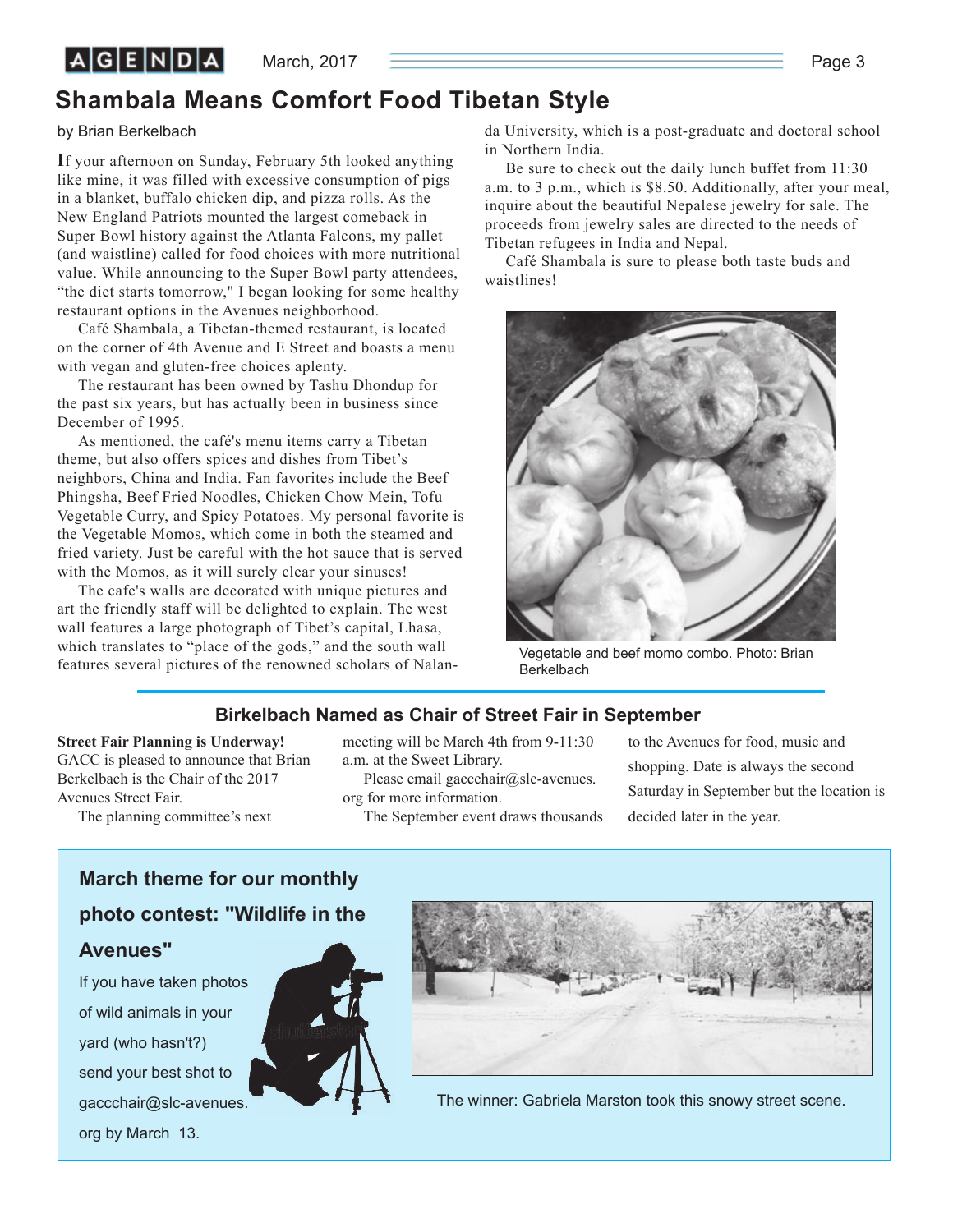# Shambala Means Comfort Food Tibetan Style

by Brian Berkelbach

If your afternoon on Sunday, February 5th looked anything like mine, it was filled with excessive consumption of pigs in a blanket, buffalo chicken dip, and pizza rolls. As the New England Patriots mounted the largest comeback in Super Bowl history against the Atlanta Falcons, my pallet (and waistline) called for food choices with more nutritional value. While announcing to the Super Bowl party attendees, "the diet starts tomorrow," I began looking for some healthy restaurant options in the Avenues neighborhood.

Café Shambala, a Tibetan-themed restaurant, is located on the corner of 4th Avenue and E Street and boasts a menu with vegan and gluten-free choices aplenty.

The restaurant has been owned by Tashu Dhondup for the past six years, but has actually been in business since December of 1995.

As mentioned, the café's menu items carry a Tibetan theme, but also offers spices and dishes from Tibet's neighbors, China and India. Fan favorites include the Beef Phingsha, Beef Fried Noodles, Chicken Chow Mein, Tofu Vegetable Curry, and Spicy Potatoes. My personal favorite is the Vegetable Momos, which come in both the steamed and fried variety. Just be careful with the hot sauce that is served with the Momos, as it will surely clear your sinuses!

The cafe's walls are decorated with unique pictures and art the friendly staff will be delighted to explain. The west wall features a large photograph of Tibet's capital, Lhasa, which translates to "place of the gods," and the south wall features several pictures of the renowned scholars of Nalanda University, which is a post-graduate and doctoral school in Northern India.

Be sure to check out the daily lunch buffet from 11:30 a.m. to 3 p.m., which is $8.50. Additionally, after your meal, inquire about the beautiful Nepalese jewelry for sale. The proceeds from jewelry sales are directed to the needs of Tibetan refugees in India and Nepal.

Café Shambala is sure to please both taste buds and waistlines!

Vegetable and beef momo combo. Photo: Brian Berkelbach

## Birkelbach Named as Chair of Street Fair in September

**Street Fair Planning is Underway!** GACC is pleased to announce that Brian Berkelbach is the Chair of the 2017 Avenues Street Fair.

The planning committee's next meeting will be March 4th from 9-11:30 a.m. at the Sweet Library.

Please email gaccchair@slc-avenues.org for more information.

The September event draws thousands to the Avenues for food, music and shopping. Date is always the second Saturday in September but the location is decided later in the year.

## March theme for our monthly photo contest: "Wildlife in the Avenues"

If you have taken photos of wild animals in your yard (who hasn't?) send your best shot to gaccchair@slc-avenues.org by March 13.

The winner: Gabriela Marston took this snowy street scene.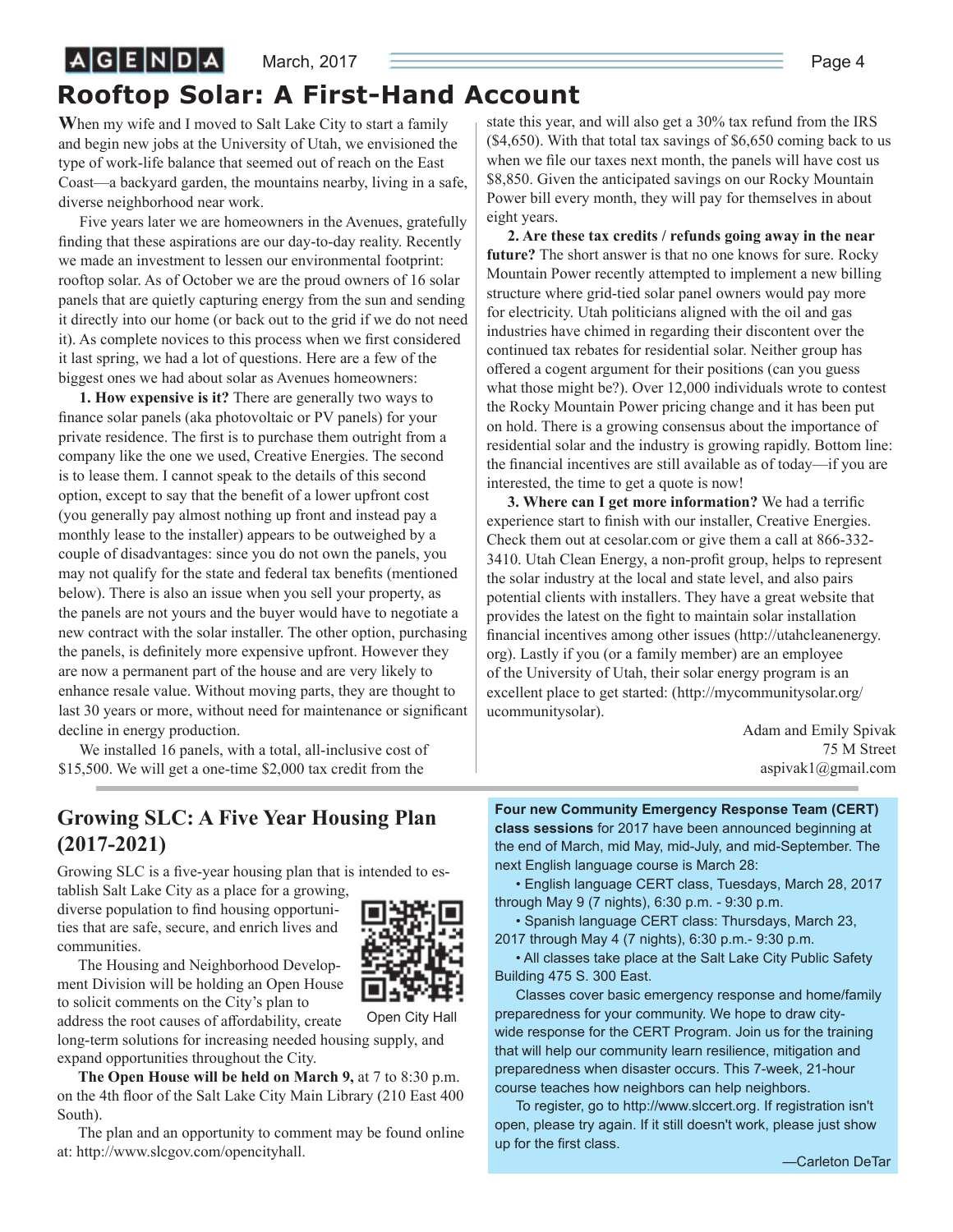# Rooftop Solar: A First-Hand Account

When my wife and I moved to Salt Lake City to start a family and begin new jobs at the University of Utah, we envisioned the type of work-life balance that seemed out of reach on the East Coast—a backyard garden, the mountains nearby, living in a safe, diverse neighborhood near work.

Five years later we are homeowners in the Avenues, gratefully finding that these aspirations are our day-to-day reality. Recently we made an investment to lessen our environmental footprint: rooftop solar. As of October we are the proud owners of 16 solar panels that are quietly capturing energy from the sun and sending it directly into our home (or back out to the grid if we do not need it). As complete novices to this process when we first considered it last spring, we had a lot of questions. Here are a few of the biggest ones we had about solar as Avenues homeowners:

**1. How expensive is it?** There are generally two ways to finance solar panels (aka photovoltaic or PV panels) for your private residence. The first is to purchase them outright from a company like the one we used, Creative Energies. The second is to lease them. I cannot speak to the details of this second option, except to say that the benefit of a lower upfront cost (you generally pay almost nothing up front and instead pay a monthly lease to the installer) appears to be outweighed by a couple of disadvantages: since you do not own the panels, you may not qualify for the state and federal tax benefits (mentioned below). There is also an issue when you sell your property, as the panels are not yours and the buyer would have to negotiate a new contract with the solar installer. The other option, purchasing the panels, is definitely more expensive upfront. However they are now a permanent part of the house and are very likely to enhance resale value. Without moving parts, they are thought to last 30 years or more, without need for maintenance or significant decline in energy production.

We installed 16 panels, with a total, all-inclusive cost of $15,500. We will get a one-time $2,000 tax credit from the state this year, and will also get a 30% tax refund from the IRS ($4,650). With that total tax savings of $6,650 coming back to us when we file our taxes next month, the panels will have cost us $8,850. Given the anticipated savings on our Rocky Mountain Power bill every month, they will pay for themselves in about eight years.

**2. Are these tax credits / refunds going away in the near future?** The short answer is that no one knows for sure. Rocky Mountain Power recently attempted to implement a new billing structure where grid-tied solar panel owners would pay more for electricity. Utah politicians aligned with the oil and gas industries have chimed in regarding their discontent over the continued tax rebates for residential solar. Neither group has offered a cogent argument for their positions (can you guess what those might be?). Over 12,000 individuals wrote to contest the Rocky Mountain Power pricing change and it has been put on hold. There is a growing consensus about the importance of residential solar and the industry is growing rapidly. Bottom line: the financial incentives are still available as of today—if you are interested, the time to get a quote is now!

**3. Where can I get more information?** We had a terrific experience start to finish with our installer, Creative Energies. Check them out at cesolar.com or give them a call at 866-332-3410. Utah Clean Energy, a non-profit group, helps to represent the solar industry at the local and state level, and also pairs potential clients with installers. They have a great website that provides the latest on the fight to maintain solar installation financial incentives among other issues (http://utahcleanenergy.org). Lastly if you (or a family member) are an employee of the University of Utah, their solar energy program is an excellent place to get started: (http://mycommunitysolar.org/ucommunitysolar).

Adam and Emily Spivak
75 M Street
aspivak1@gmail.com

# Growing SLC: A Five Year Housing Plan (2017-2021)

Growing SLC is a five-year housing plan that is intended to establish Salt Lake City as a place for a growing, diverse population to find housing opportunities that are safe, secure, and enrich lives and communities.

The Housing and Neighborhood Development Division will be holding an Open House to solicit comments on the City's plan to address the root causes of affordability, create long-term solutions for increasing needed housing supply, and expand opportunities throughout the City.

Open City Hall

**The Open House will be held on March 9,** at 7 to 8:30 p.m. on the 4th floor of the Salt Lake City Main Library (210 East 400 South).

The plan and an opportunity to comment may be found online at: http://www.slcgov.com/opencityhall.

**Four new Community Emergency Response Team (CERT) class sessions** for 2017 have been announced beginning at the end of March, mid May, mid-July, and mid-September. The next English language course is March 28:

- English language CERT class, Tuesdays, March 28, 2017 through May 9 (7 nights), 6:30 p.m. - 9:30 p.m.
- Spanish language CERT class: Thursdays, March 23, 2017 through May 4 (7 nights), 6:30 p.m.- 9:30 p.m.
- All classes take place at the Salt Lake City Public Safety Building 475 S. 300 East.

Classes cover basic emergency response and home/family preparedness for your community. We hope to draw city-wide response for the CERT Program. Join us for the training that will help our community learn resilience, mitigation and preparedness when disaster occurs. This 7-week, 21-hour course teaches how neighbors can help neighbors.

To register, go to http://www.slccert.org. If registration isn't open, please try again. If it still doesn't work, please just show up for the first class.

—Carleton DeTar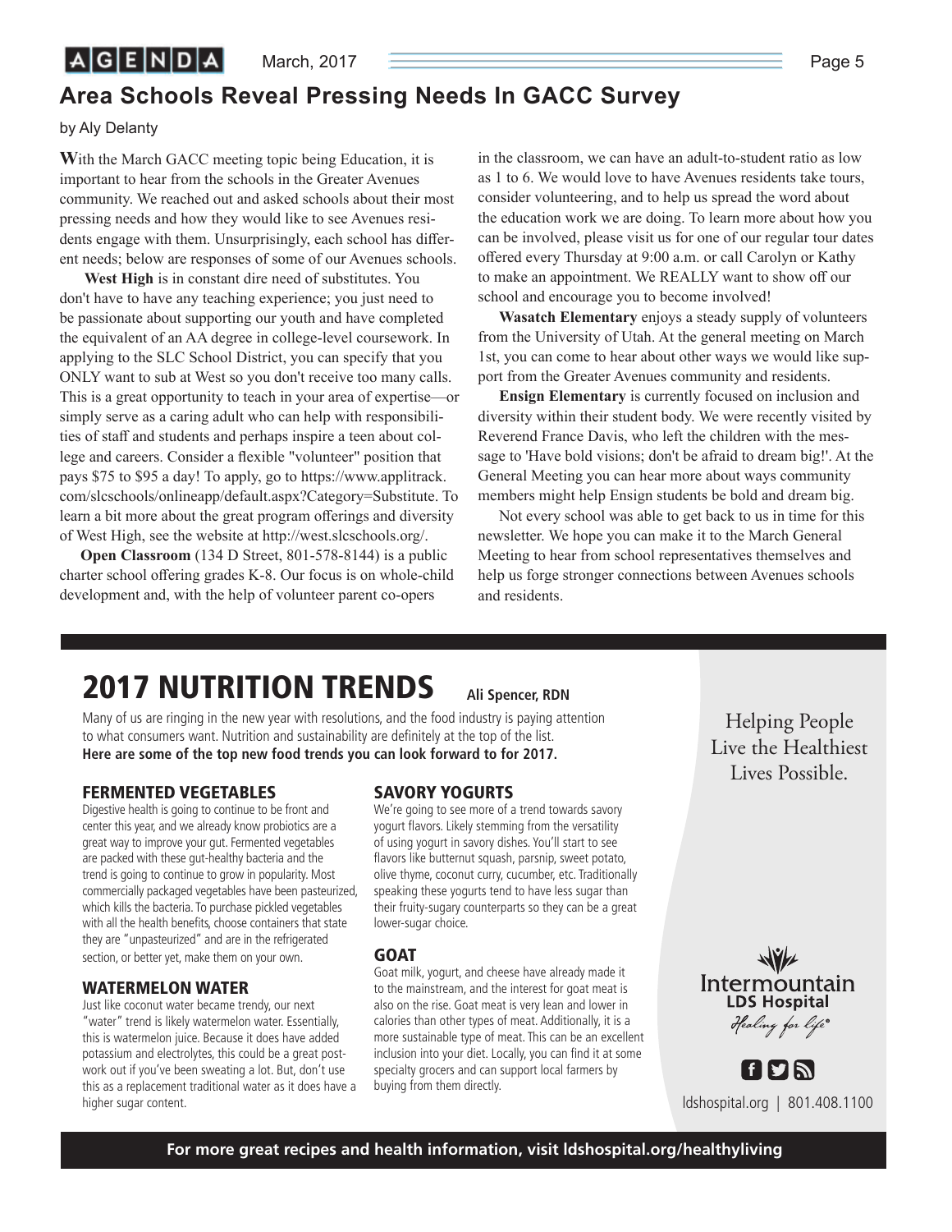## Area Schools Reveal Pressing Needs In GACC Survey

by Aly Delanty

**W**ith the March GACC meeting topic being Education, it is important to hear from the schools in the Greater Avenues community. We reached out and asked schools about their most pressing needs and how they would like to see Avenues residents engage with them. Unsurprisingly, each school has different needs; below are responses of some of our Avenues schools.

**West High** is in constant dire need of substitutes. You don't have to have any teaching experience; you just need to be passionate about supporting our youth and have completed the equivalent of an AA degree in college-level coursework. In applying to the SLC School District, you can specify that you ONLY want to sub at West so you don't receive too many calls. This is a great opportunity to teach in your area of expertise—or simply serve as a caring adult who can help with responsibilities of staff and students and perhaps inspire a teen about college and careers. Consider a flexible "volunteer" position that pays $75 to $95 a day! To apply, go to https://www.applitrack.com/slcschools/onlineapp/default.aspx?Category=Substitute. To learn a bit more about the great program offerings and diversity of West High, see the website at http://west.slcschools.org/.

**Open Classroom** (134 D Street, 801-578-8144) is a public charter school offering grades K-8. Our focus is on whole-child development and, with the help of volunteer parent co-opers in the classroom, we can have an adult-to-student ratio as low as 1 to 6. We would love to have Avenues residents take tours, consider volunteering, and to help us spread the word about the education work we are doing. To learn more about how you can be involved, please visit us for one of our regular tour dates offered every Thursday at 9:00 a.m. or call Carolyn or Kathy to make an appointment. We REALLY want to show off our school and encourage you to become involved!

**Wasatch Elementary** enjoys a steady supply of volunteers from the University of Utah. At the general meeting on March 1st, you can come to hear about other ways we would like support from the Greater Avenues community and residents.

**Ensign Elementary** is currently focused on inclusion and diversity within their student body. We were recently visited by Reverend France Davis, who left the children with the message to 'Have bold visions; don't be afraid to dream big!'. At the General Meeting you can hear more about ways community members might help Ensign students be bold and dream big.

Not every school was able to get back to us in time for this newsletter. We hope you can make it to the March General Meeting to hear from school representatives themselves and help us forge stronger connections between Avenues schools and residents.

# 2017 NUTRITION TRENDS

**Ali Spencer, RDN**

Many of us are ringing in the new year with resolutions, and the food industry is paying attention to what consumers want. Nutrition and sustainability are definitely at the top of the list.
**Here are some of the top new food trends you can look forward to for 2017.**

### FERMENTED VEGETABLES

Digestive health is going to continue to be front and center this year, and we already know probiotics are a great way to improve your gut. Fermented vegetables are packed with these gut-healthy bacteria and the trend is going to continue to grow in popularity. Most commercially packaged vegetables have been pasteurized, which kills the bacteria. To purchase pickled vegetables with all the health benefits, choose containers that state they are "unpasteurized" and are in the refrigerated section, or better yet, make them on your own.

### WATERMELON WATER

Just like coconut water became trendy, our next "water" trend is likely watermelon water. Essentially, this is watermelon juice. Because it does have added potassium and electrolytes, this could be a great post-work out if you've been sweating a lot. But, don't use this as a replacement traditional water as it does have a higher sugar content.

### SAVORY YOGURTS

We're going to see more of a trend towards savory yogurt flavors. Likely stemming from the versatility of using yogurt in savory dishes. You'll start to see flavors like butternut squash, parsnip, sweet potato, olive thyme, coconut curry, cucumber, etc. Traditionally speaking these yogurts tend to have less sugar than their fruity-sugary counterparts so they can be a great lower-sugar choice.

### GOAT

Goat milk, yogurt, and cheese have already made it to the mainstream, and the interest for goat meat is also on the rise. Goat meat is very lean and lower in calories than other types of meat. Additionally, it is a more sustainable type of meat. This can be an excellent inclusion into your diet. Locally, you can find it at some specialty grocers and can support local farmers by buying from them directly.

Helping People Live the Healthiest Lives Possible.

Intermountain LDS Hospital
*Healing for life®*

ldshospital.org | 801.408.1100

**For more great recipes and health information, visit ldshospital.org/healthyliving**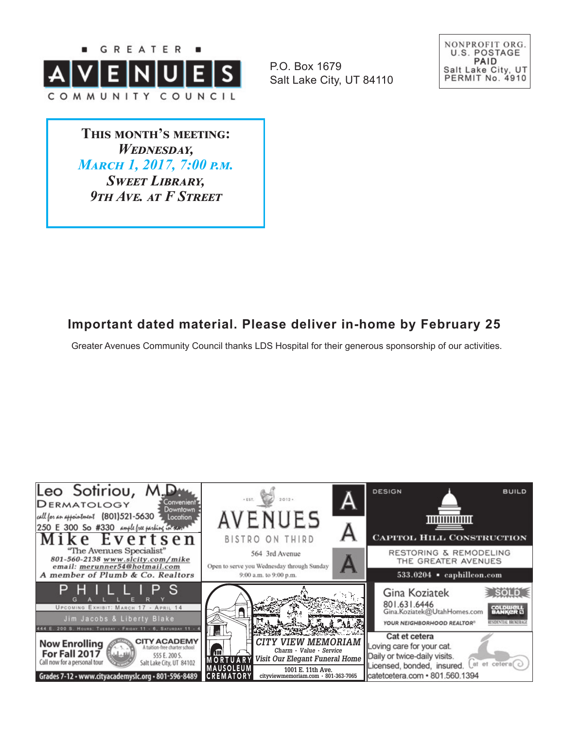■ GREATER ■

# AVENUES

COMMUNITY COUNCIL

P.O. Box 1679
Salt Lake City, UT 84110

NONPROFIT ORG.
U.S. POSTAGE
PAID
Salt Lake City, UT
PERMIT No. 4910

**THIS MONTH'S MEETING:**
***WEDNESDAY,***
***MARCH 1, 2017, 7:00 P.M.***
***SWEET LIBRARY,***
***9TH AVE. AT F STREET***

**Important dated material. Please deliver in-home by February 25**

Greater Avenues Community Council thanks LDS Hospital for their generous sponsorship of our activities.

Leo Sotiriou, M.D.
DERMATOLOGY
call for an appointment (801)521-5630
250 E 300 So #330 ample free parking in rear
Convenient Downtown Location

Mike Evertsen
"The Avenues Specialist"
801-560-2138 www.slcity.com/mike
email: merunner54@hotmail.com
A member of Plumb & Co. Realtors

• EST. 2012 •
AVENUES
BISTRO ON THIRD
564 3rd Avenue
Open to serve you Wednesday through Sunday
9:00 a.m. to 9:00 p.m.

DESIGN BUILD
CAPITOL HILL CONSTRUCTION
RESTORING & REMODELING
THE GREATER AVENUES
533.0204 • caphillcon.com

PHILLIPS
GALLERY
Upcoming Exhibit: March 17 - April 14
Jim Jacobs & Liberty Blake
444 E. 200 S. Hours: Tuesday - Friday 11 - 6, Saturday 11 - 4

Gina Koziatek
801.631.6446
Gina.Koziatek@UtahHomes.com
YOUR NEIGHBORHOOD REALTOR®
SOLD
COLDWELL BANKER
RESIDENTIAL BROKERAGE

Now Enrolling
For Fall 2017
Call now for a personal tour
CITY ACADEMY
A tuition-free charter school
555 E. 200 S.
Salt Lake City, UT 84102
Grades 7-12 • www.cityacademyslc.org • 801-596-8489

MORTUARY
MAUSOLEUM
CREMATORY
CITY VIEW MEMORIAL
Charm · Value · Service
Visit Our Elegant Funeral Home
1001 E. 11th Ave.
cityviewmemoriam.com · 801-363-7065

Cat et cetera
Loving care for your cat.
Daily or twice-daily visits.
Licensed, bonded, insured.
catetcetera.com • 801.560.1394